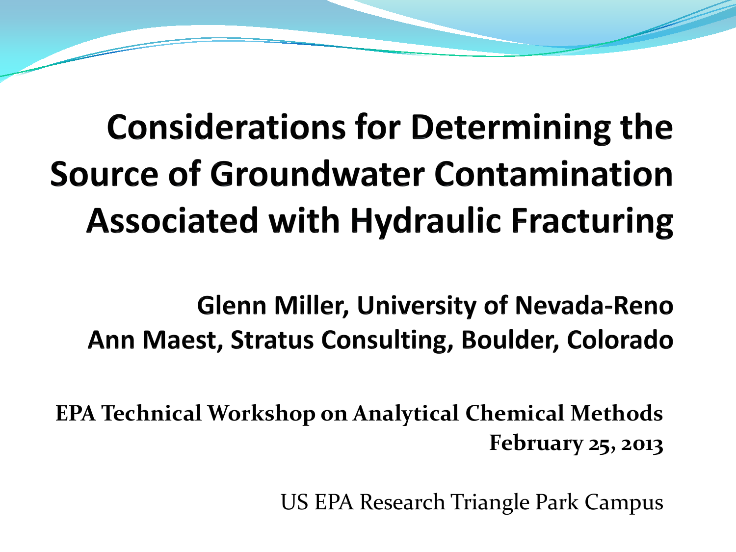# Considerations for Determining the Source of Groundwater Contamination Associated with Hydraulic Fracturing

**Glenn Miller, University of Nevada-Reno**
**Ann Maest, Stratus Consulting, Boulder, Colorado**

**EPA Technical Workshop on Analytical Chemical Methods**
**February 25, 2013**

US EPA Research Triangle Park Campus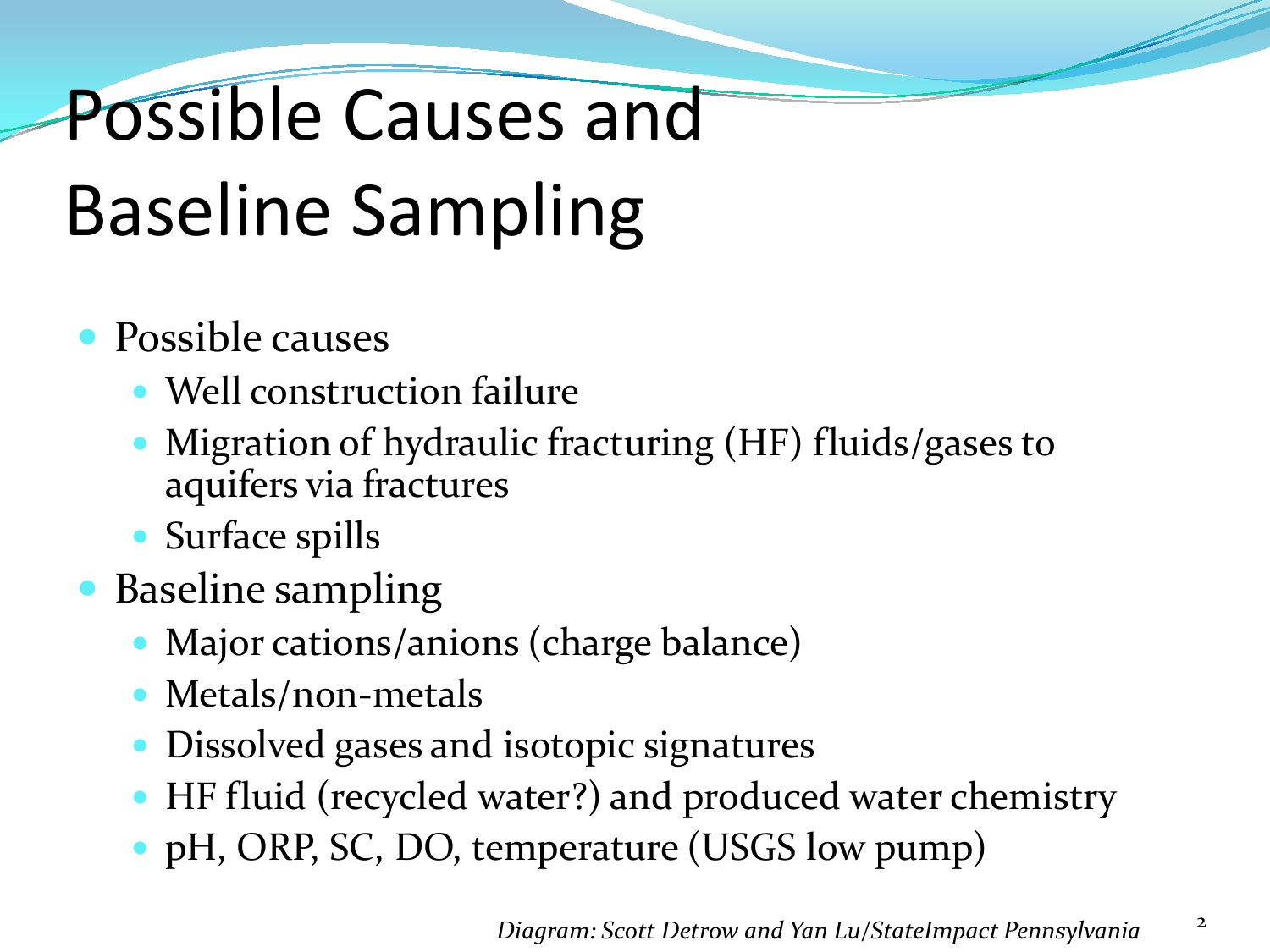# Possible Causes and Baseline Sampling

- Possible causes
  - Well construction failure
  - Migration of hydraulic fracturing (HF) fluids/gases to aquifers via fractures
  - Surface spills
- Baseline sampling
  - Major cations/anions (charge balance)
  - Metals/non-metals
  - Dissolved gases and isotopic signatures
  - HF fluid (recycled water?) and produced water chemistry
  - pH, ORP, SC, DO, temperature (USGS low pump)

*Diagram: Scott Detrow and Yan Lu/StateImpact Pennsylvania*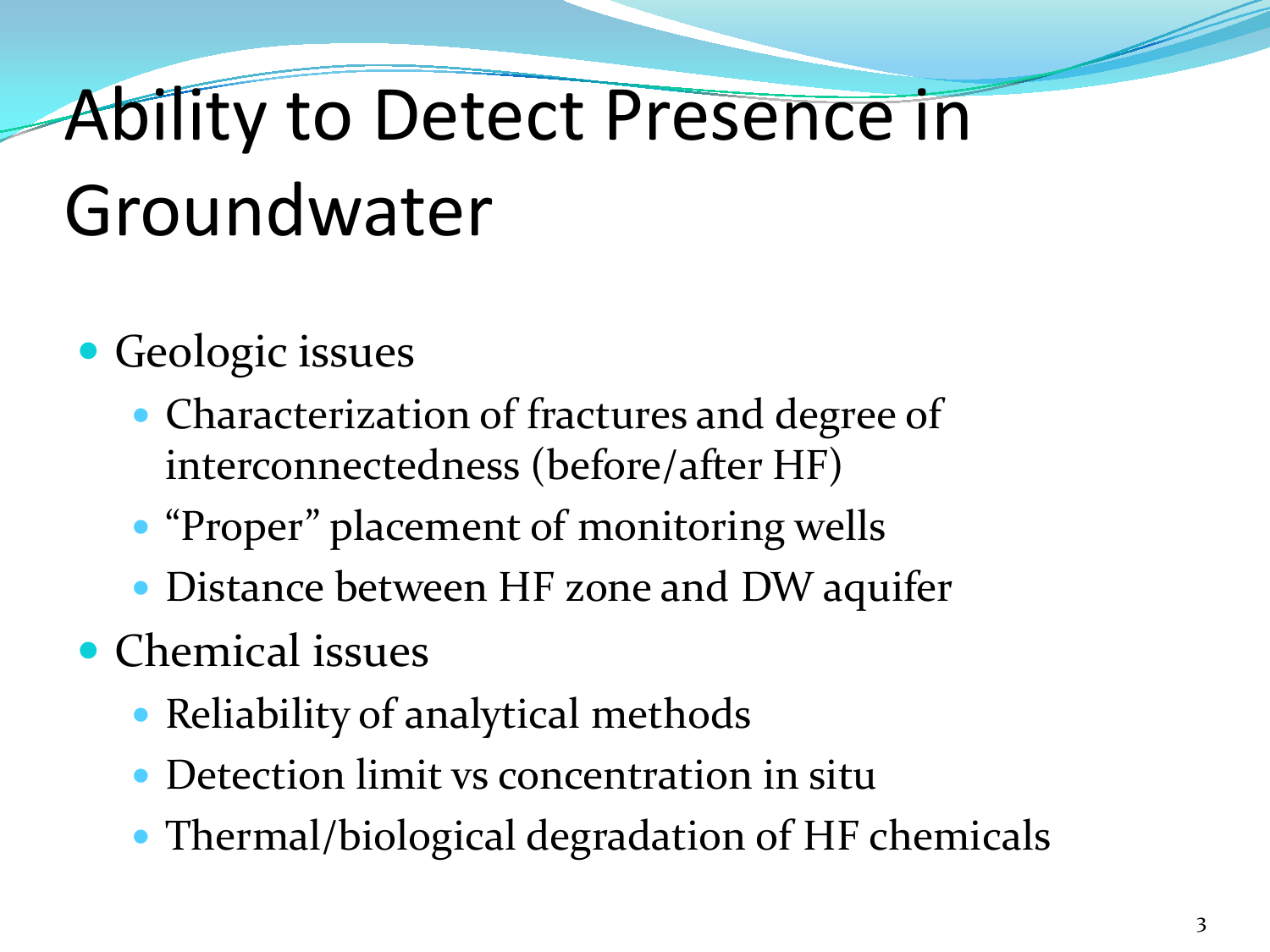# Ability to Detect Presence in Groundwater

- Geologic issues
  - Characterization of fractures and degree of interconnectedness (before/after HF)
  - "Proper" placement of monitoring wells
  - Distance between HF zone and DW aquifer
- Chemical issues
  - Reliability of analytical methods
  - Detection limit vs concentration in situ
  - Thermal/biological degradation of HF chemicals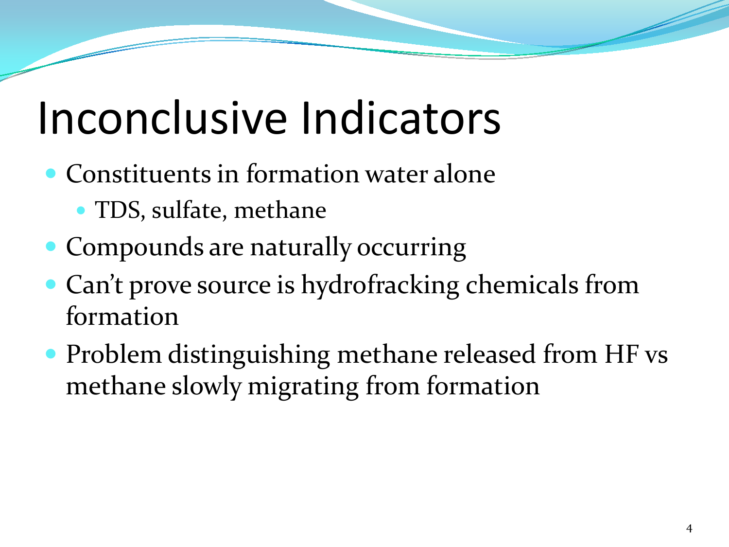# Inconclusive Indicators

- Constituents in formation water alone
  - TDS, sulfate, methane
- Compounds are naturally occurring
- Can't prove source is hydrofracking chemicals from formation
- Problem distinguishing methane released from HF vs methane slowly migrating from formation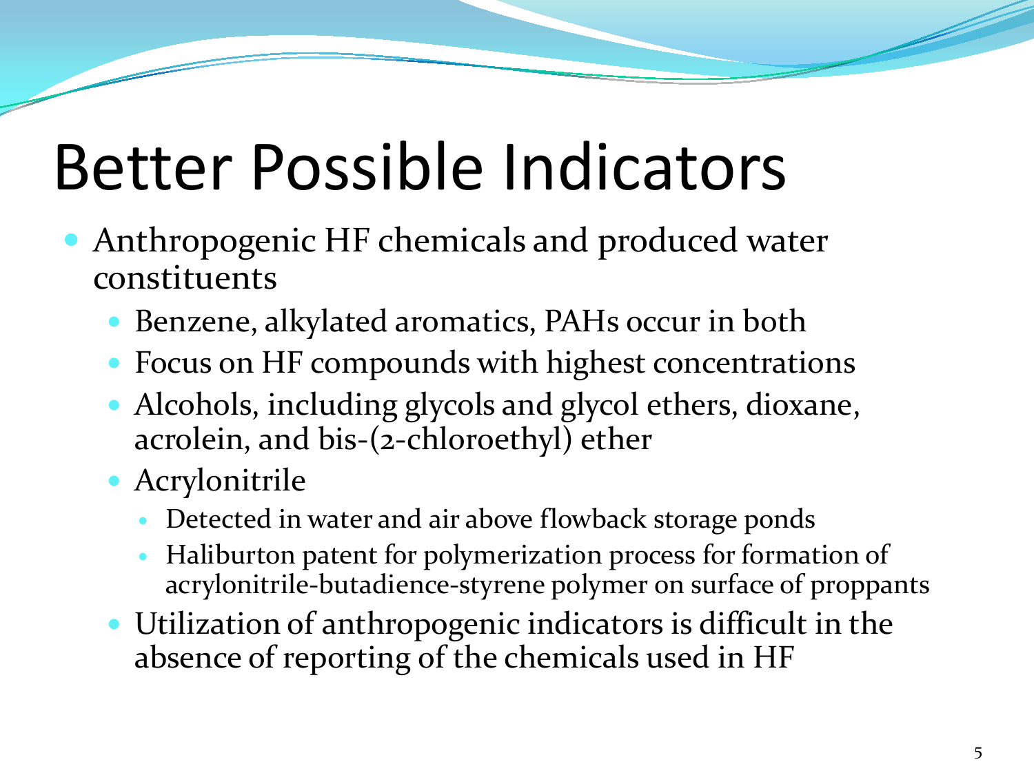# Better Possible Indicators

- Anthropogenic HF chemicals and produced water constituents
  - Benzene, alkylated aromatics, PAHs occur in both
  - Focus on HF compounds with highest concentrations
  - Alcohols, including glycols and glycol ethers, dioxane, acrolein, and bis-(2-chloroethyl) ether
  - Acrylonitrile
    - Detected in water and air above flowback storage ponds
    - Haliburton patent for polymerization process for formation of acrylonitrile-butadience-styrene polymer on surface of proppants
  - Utilization of anthropogenic indicators is difficult in the absence of reporting of the chemicals used in HF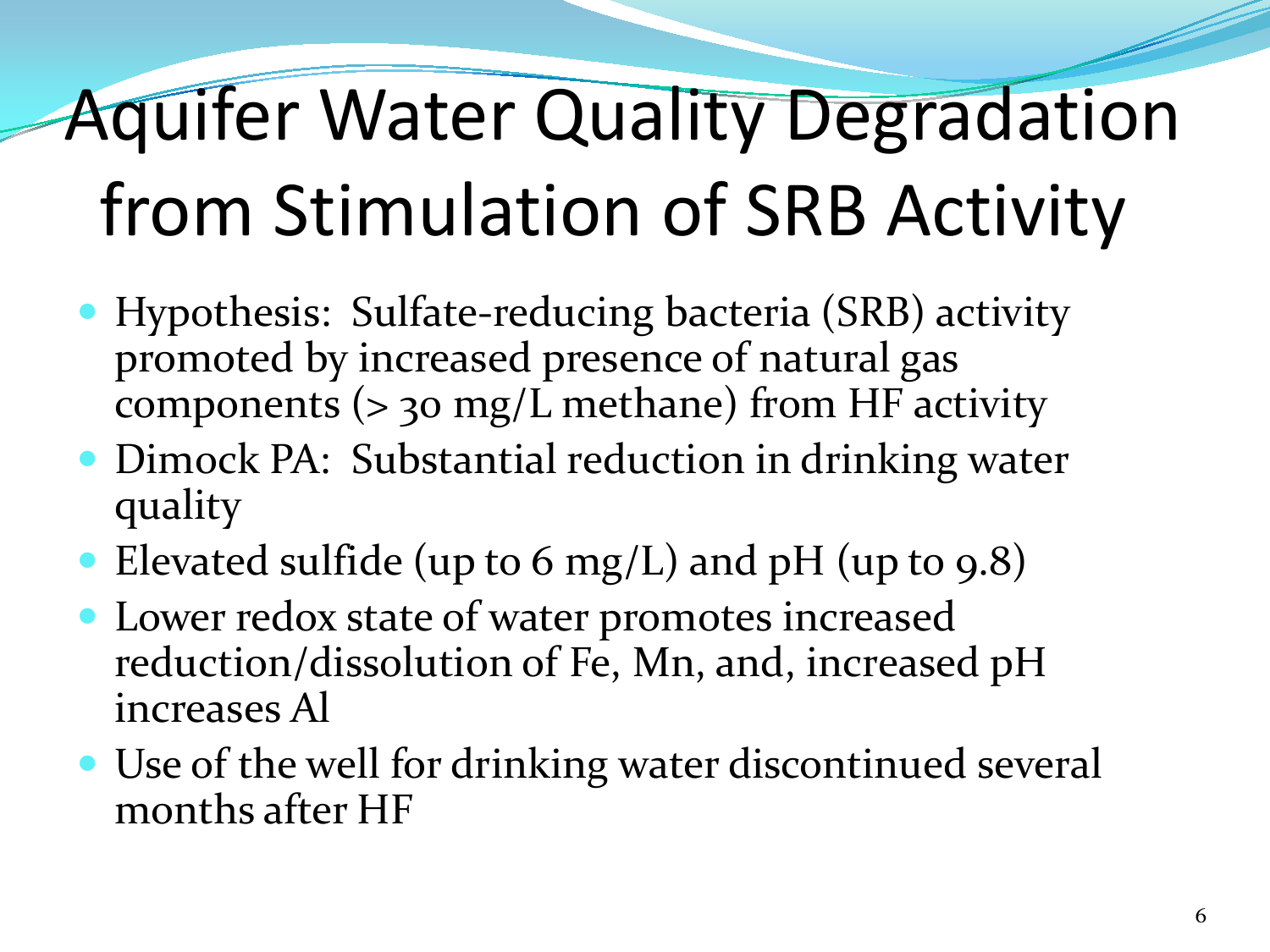# Aquifer Water Quality Degradation from Stimulation of SRB Activity

- Hypothesis: Sulfate-reducing bacteria (SRB) activity promoted by increased presence of natural gas components (> 30 mg/L methane) from HF activity
- Dimock PA: Substantial reduction in drinking water quality
- Elevated sulfide (up to 6 mg/L) and pH (up to 9.8)
- Lower redox state of water promotes increased reduction/dissolution of Fe, Mn, and, increased pH increases Al
- Use of the well for drinking water discontinued several months after HF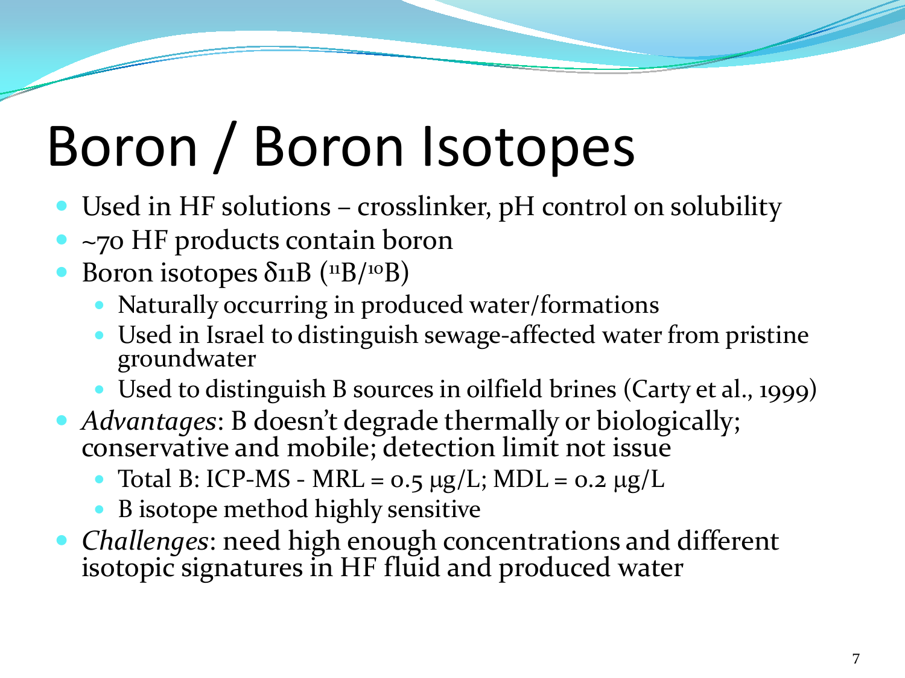# Boron / Boron Isotopes

- Used in HF solutions – crosslinker, pH control on solubility
- ~70 HF products contain boron
- Boron isotopes $\delta^{11}B$ ($^{11}B/^{10}B$)
  - Naturally occurring in produced water/formations
  - Used in Israel to distinguish sewage-affected water from pristine groundwater
  - Used to distinguish B sources in oilfield brines (Carty et al., 1999)
- *Advantages*: B doesn't degrade thermally or biologically; conservative and mobile; detection limit not issue
  - Total B: ICP-MS - MRL = 0.5 μg/L; MDL = 0.2 μg/L
  - B isotope method highly sensitive
- *Challenges*: need high enough concentrations and different isotopic signatures in HF fluid and produced water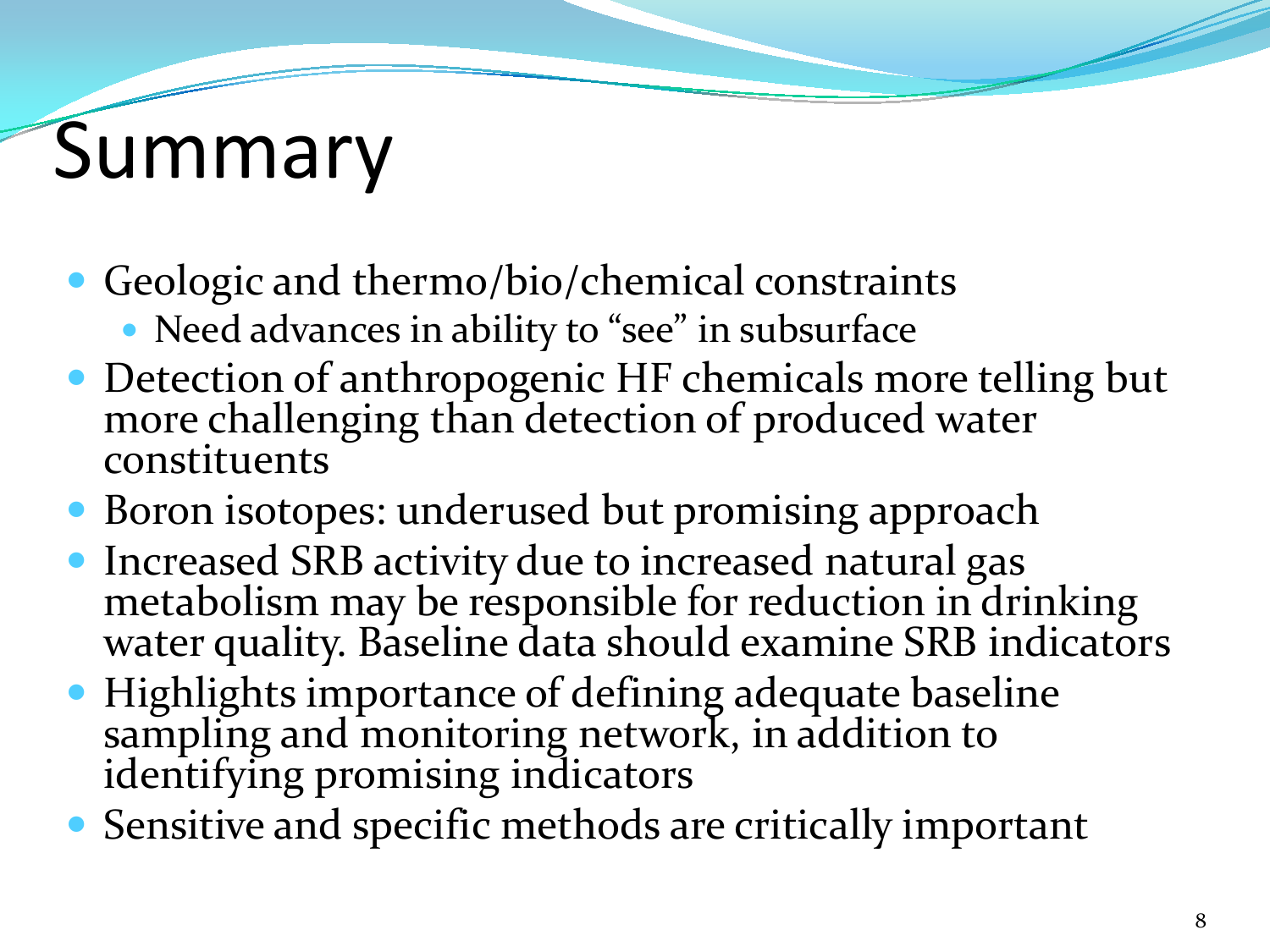# Summary

- Geologic and thermo/bio/chemical constraints
  - Need advances in ability to “see” in subsurface
- Detection of anthropogenic HF chemicals more telling but more challenging than detection of produced water constituents
- Boron isotopes: underused but promising approach
- Increased SRB activity due to increased natural gas metabolism may be responsible for reduction in drinking water quality. Baseline data should examine SRB indicators
- Highlights importance of defining adequate baseline sampling and monitoring network, in addition to identifying promising indicators
- Sensitive and specific methods are critically important